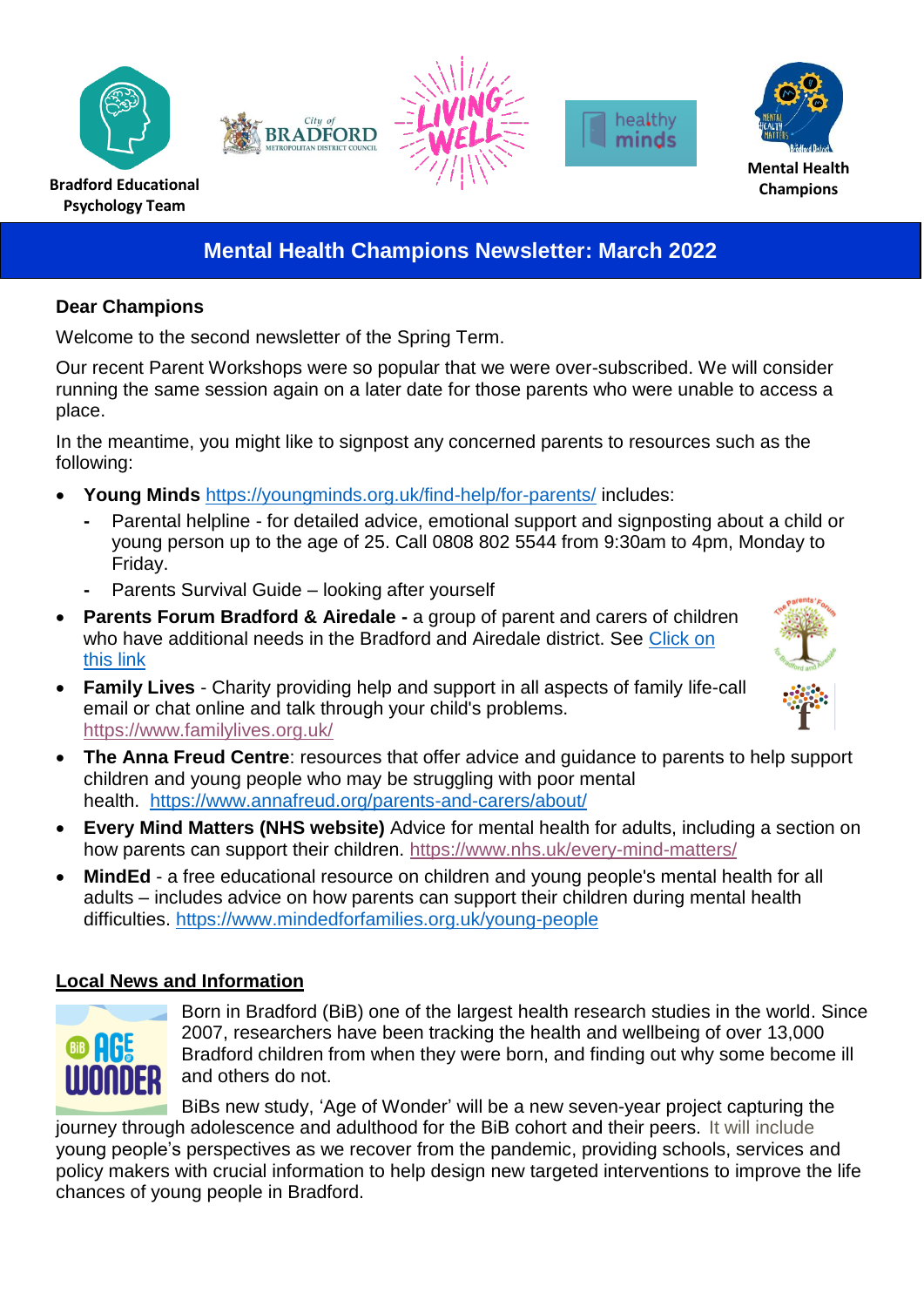Bradford Educational Psychology Team

Mental Health Champions

# Mental Health Champions Newsletter: March 2022

**Dear Champions**

Welcome to the second newsletter of the Spring Term.

Our recent Parent Workshops were so popular that we were over-subscribed. We will consider running the same session again on a later date for those parents who were unable to access a place.

In the meantime, you might like to signpost any concerned parents to resources such as the following:

- **Young Minds** https://youngminds.org.uk/find-help/for-parents/ includes:
  - Parental helpline - for detailed advice, emotional support and signposting about a child or young person up to the age of 25. Call 0808 802 5544 from 9:30am to 4pm, Monday to Friday.
  - Parents Survival Guide – looking after yourself
- **Parents Forum Bradford & Airedale -** a group of parent and carers of children who have additional needs in the Bradford and Airedale district. See Click on this link
- **Family Lives** - Charity providing help and support in all aspects of family life-call email or chat online and talk through your child's problems. https://www.familylives.org.uk/
- **The Anna Freud Centre**: resources that offer advice and guidance to parents to help support children and young people who may be struggling with poor mental health. https://www.annafreud.org/parents-and-carers/about/
- **Every Mind Matters (NHS website)** Advice for mental health for adults, including a section on how parents can support their children. https://www.nhs.uk/every-mind-matters/
- **MindEd** - a free educational resource on children and young people's mental health for all adults – includes advice on how parents can support their children during mental health difficulties. https://www.mindedforfamilies.org.uk/young-people

## Local News and Information

Born in Bradford (BiB) one of the largest health research studies in the world. Since 2007, researchers have been tracking the health and wellbeing of over 13,000 Bradford children from when they were born, and finding out why some become ill and others do not.

BiBs new study, 'Age of Wonder' will be a new seven-year project capturing the journey through adolescence and adulthood for the BiB cohort and their peers. It will include young people's perspectives as we recover from the pandemic, providing schools, services and policy makers with crucial information to help design new targeted interventions to improve the life chances of young people in Bradford.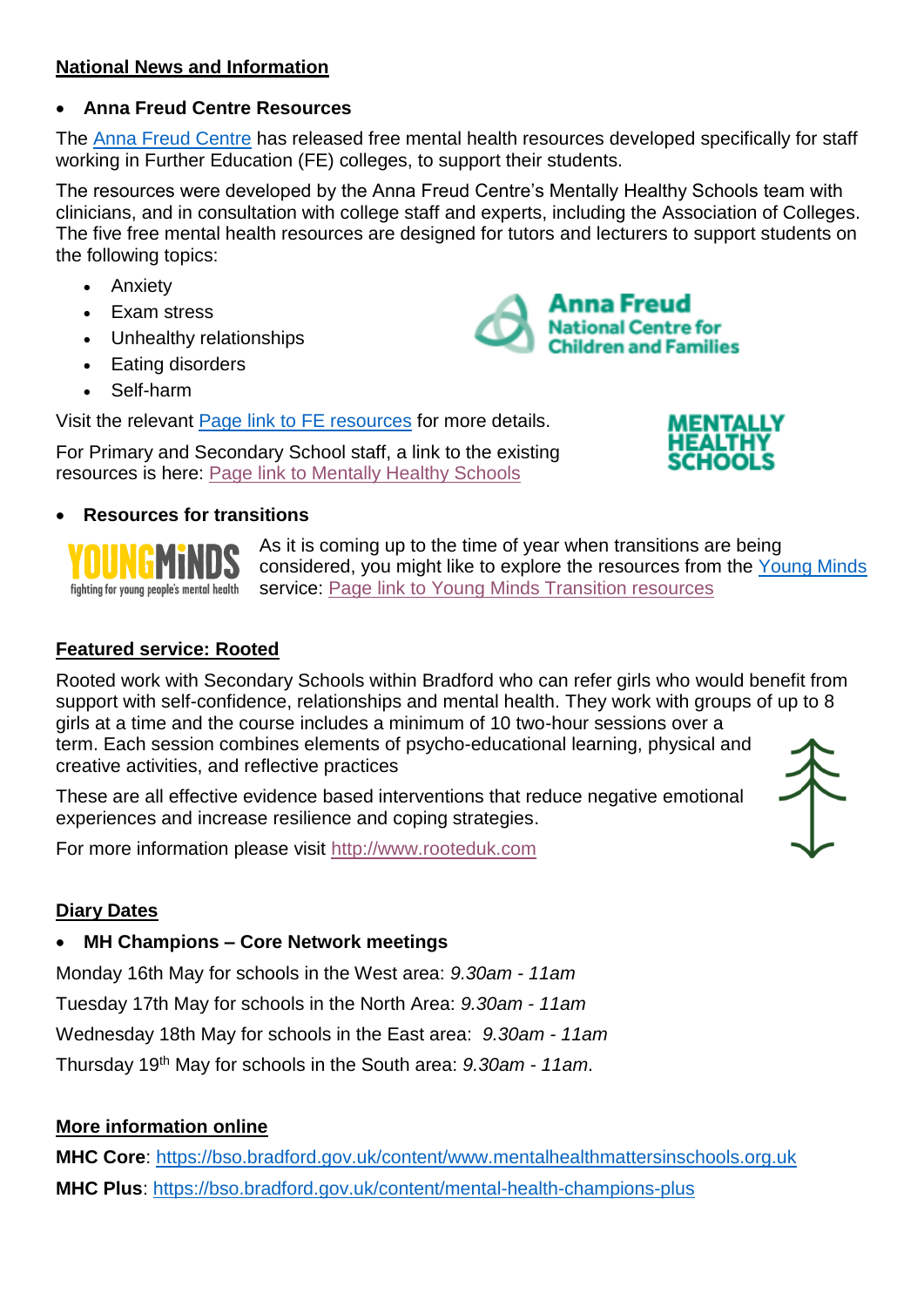## National News and Information

- **Anna Freud Centre Resources**

The Anna Freud Centre has released free mental health resources developed specifically for staff working in Further Education (FE) colleges, to support their students.

The resources were developed by the Anna Freud Centre's Mentally Healthy Schools team with clinicians, and in consultation with college staff and experts, including the Association of Colleges. The five free mental health resources are designed for tutors and lecturers to support students on the following topics:

- Anxiety
- Exam stress
- Unhealthy relationships
- Eating disorders
- Self-harm

Visit the relevant Page link to FE resources for more details.

For Primary and Secondary School staff, a link to the existing resources is here: Page link to Mentally Healthy Schools

- **Resources for transitions**

As it is coming up to the time of year when transitions are being considered, you might like to explore the resources from the Young Minds service: Page link to Young Minds Transition resources

## Featured service: Rooted

Rooted work with Secondary Schools within Bradford who can refer girls who would benefit from support with self-confidence, relationships and mental health. They work with groups of up to 8 girls at a time and the course includes a minimum of 10 two-hour sessions over a term. Each session combines elements of psycho-educational learning, physical and creative activities, and reflective practices

These are all effective evidence based interventions that reduce negative emotional experiences and increase resilience and coping strategies.

For more information please visit http://www.rooteduk.com

## Diary Dates

- **MH Champions – Core Network meetings**

Monday 16th May for schools in the West area: *9.30am - 11am*

Tuesday 17th May for schools in the North Area: *9.30am - 11am*

Wednesday 18th May for schools in the East area: *9.30am - 11am*

Thursday 19th May for schools in the South area: *9.30am - 11am*.

## More information online

**MHC Core**: https://bso.bradford.gov.uk/content/www.mentalhealthmattersinschools.org.uk

**MHC Plus**: https://bso.bradford.gov.uk/content/mental-health-champions-plus